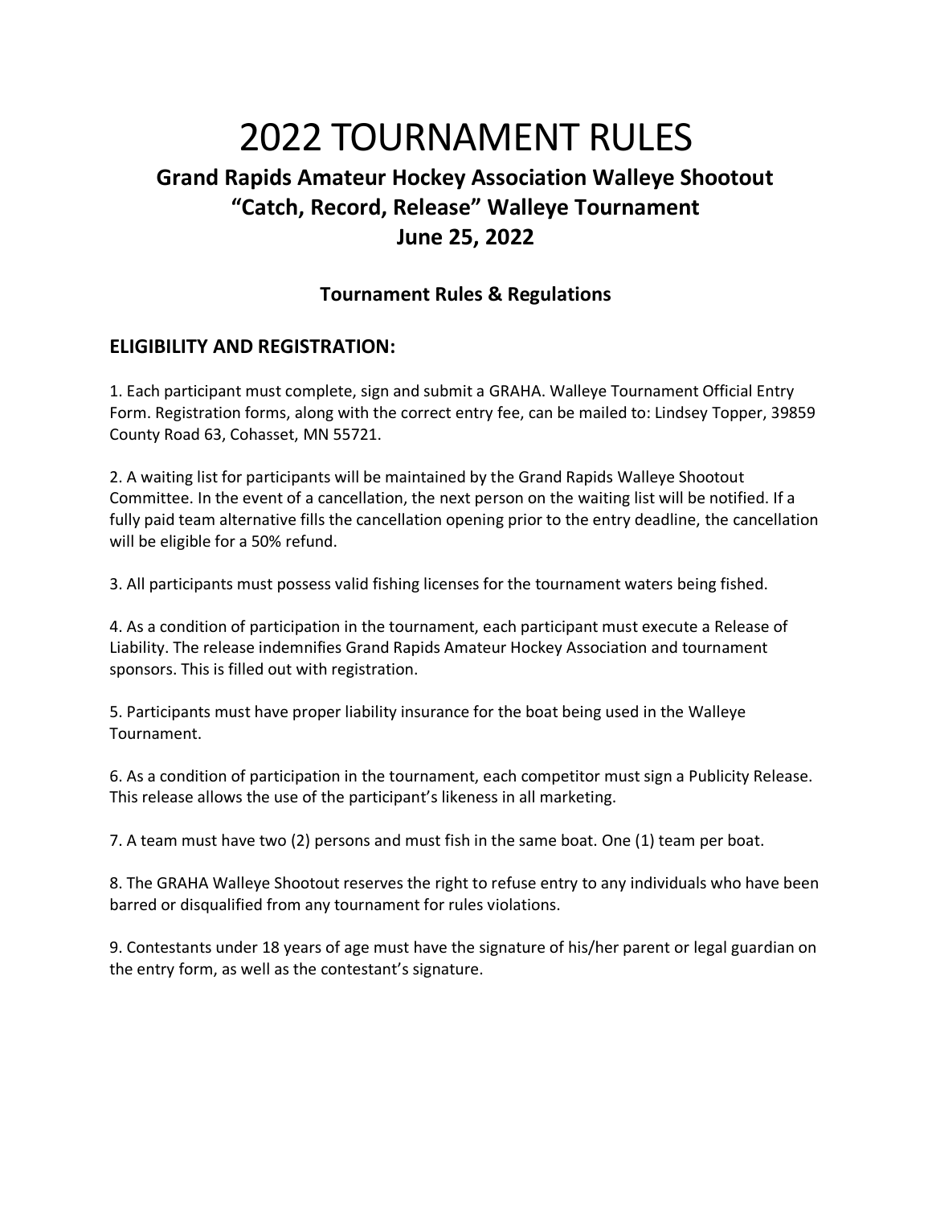# 2022 TOURNAMENT RULES

## Grand Rapids Amateur Hockey Association Walleye Shootout
## "Catch, Record, Release" Walleye Tournament
## June 25, 2022

### Tournament Rules & Regulations

## ELIGIBILITY AND REGISTRATION:

1. Each participant must complete, sign and submit a GRAHA. Walleye Tournament Official Entry Form. Registration forms, along with the correct entry fee, can be mailed to: Lindsey Topper, 39859 County Road 63, Cohasset, MN 55721.

2. A waiting list for participants will be maintained by the Grand Rapids Walleye Shootout Committee. In the event of a cancellation, the next person on the waiting list will be notified. If a fully paid team alternative fills the cancellation opening prior to the entry deadline, the cancellation will be eligible for a 50% refund.

3. All participants must possess valid fishing licenses for the tournament waters being fished.

4. As a condition of participation in the tournament, each participant must execute a Release of Liability. The release indemnifies Grand Rapids Amateur Hockey Association and tournament sponsors. This is filled out with registration.

5. Participants must have proper liability insurance for the boat being used in the Walleye Tournament.

6. As a condition of participation in the tournament, each competitor must sign a Publicity Release. This release allows the use of the participant's likeness in all marketing.

7. A team must have two (2) persons and must fish in the same boat. One (1) team per boat.

8. The GRAHA Walleye Shootout reserves the right to refuse entry to any individuals who have been barred or disqualified from any tournament for rules violations.

9. Contestants under 18 years of age must have the signature of his/her parent or legal guardian on the entry form, as well as the contestant's signature.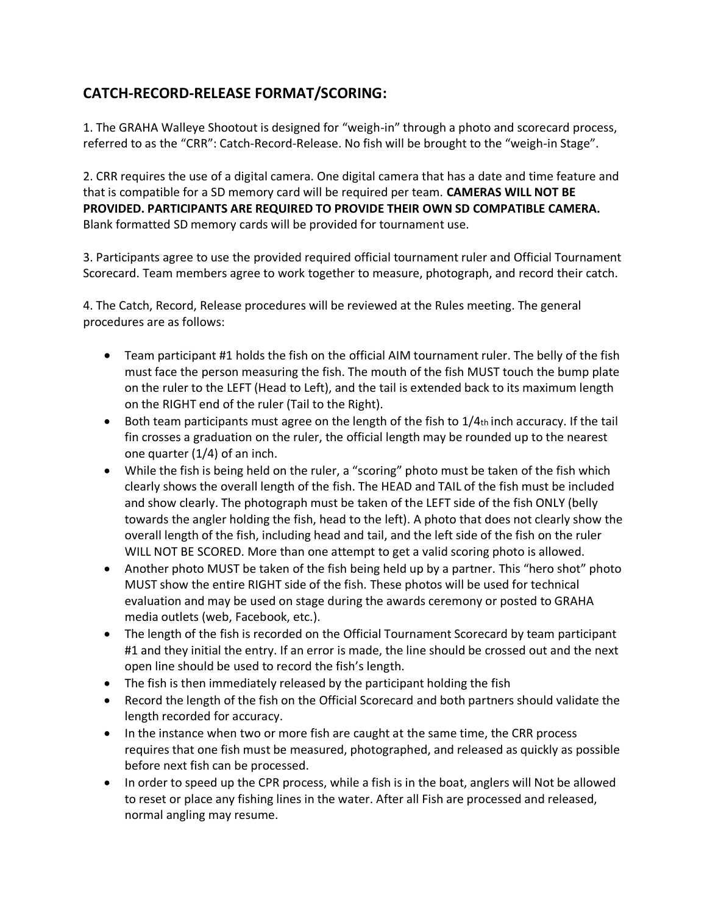## CATCH-RECORD-RELEASE FORMAT/SCORING:

1. The GRAHA Walleye Shootout is designed for "weigh-in" through a photo and scorecard process, referred to as the "CRR": Catch-Record-Release. No fish will be brought to the "weigh-in Stage".

2. CRR requires the use of a digital camera. One digital camera that has a date and time feature and that is compatible for a SD memory card will be required per team. **CAMERAS WILL NOT BE PROVIDED. PARTICIPANTS ARE REQUIRED TO PROVIDE THEIR OWN SD COMPATIBLE CAMERA.** Blank formatted SD memory cards will be provided for tournament use.

3. Participants agree to use the provided required official tournament ruler and Official Tournament Scorecard. Team members agree to work together to measure, photograph, and record their catch.

4. The Catch, Record, Release procedures will be reviewed at the Rules meeting. The general procedures are as follows:

- Team participant #1 holds the fish on the official AIM tournament ruler. The belly of the fish must face the person measuring the fish. The mouth of the fish MUST touch the bump plate on the ruler to the LEFT (Head to Left), and the tail is extended back to its maximum length on the RIGHT end of the ruler (Tail to the Right).
- Both team participants must agree on the length of the fish to 1/4th inch accuracy. If the tail fin crosses a graduation on the ruler, the official length may be rounded up to the nearest one quarter (1/4) of an inch.
- While the fish is being held on the ruler, a "scoring" photo must be taken of the fish which clearly shows the overall length of the fish. The HEAD and TAIL of the fish must be included and show clearly. The photograph must be taken of the LEFT side of the fish ONLY (belly towards the angler holding the fish, head to the left). A photo that does not clearly show the overall length of the fish, including head and tail, and the left side of the fish on the ruler WILL NOT BE SCORED. More than one attempt to get a valid scoring photo is allowed.
- Another photo MUST be taken of the fish being held up by a partner. This "hero shot" photo MUST show the entire RIGHT side of the fish. These photos will be used for technical evaluation and may be used on stage during the awards ceremony or posted to GRAHA media outlets (web, Facebook, etc.).
- The length of the fish is recorded on the Official Tournament Scorecard by team participant #1 and they initial the entry. If an error is made, the line should be crossed out and the next open line should be used to record the fish's length.
- The fish is then immediately released by the participant holding the fish
- Record the length of the fish on the Official Scorecard and both partners should validate the length recorded for accuracy.
- In the instance when two or more fish are caught at the same time, the CRR process requires that one fish must be measured, photographed, and released as quickly as possible before next fish can be processed.
- In order to speed up the CPR process, while a fish is in the boat, anglers will Not be allowed to reset or place any fishing lines in the water. After all Fish are processed and released, normal angling may resume.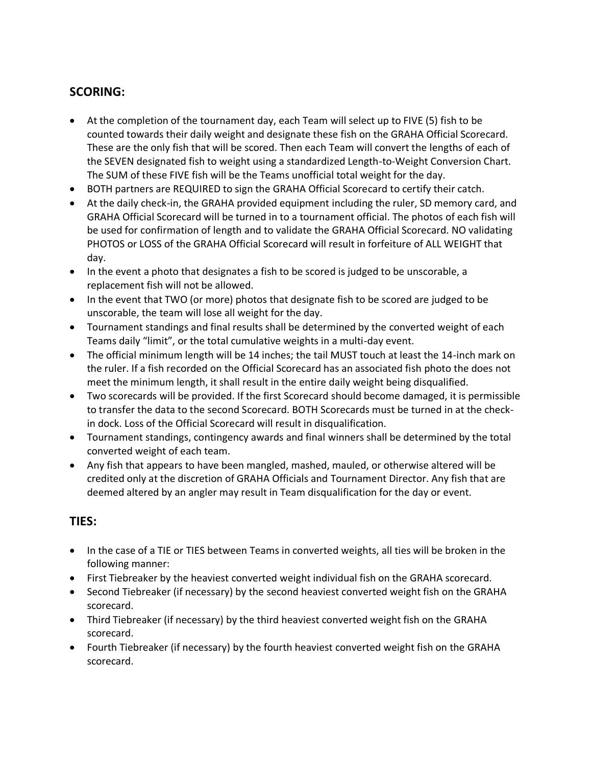## SCORING:

- At the completion of the tournament day, each Team will select up to FIVE (5) fish to be counted towards their daily weight and designate these fish on the GRAHA Official Scorecard. These are the only fish that will be scored. Then each Team will convert the lengths of each of the SEVEN designated fish to weight using a standardized Length-to-Weight Conversion Chart. The SUM of these FIVE fish will be the Teams unofficial total weight for the day.
- BOTH partners are REQUIRED to sign the GRAHA Official Scorecard to certify their catch.
- At the daily check-in, the GRAHA provided equipment including the ruler, SD memory card, and GRAHA Official Scorecard will be turned in to a tournament official. The photos of each fish will be used for confirmation of length and to validate the GRAHA Official Scorecard. NO validating PHOTOS or LOSS of the GRAHA Official Scorecard will result in forfeiture of ALL WEIGHT that day.
- In the event a photo that designates a fish to be scored is judged to be unscorable, a replacement fish will not be allowed.
- In the event that TWO (or more) photos that designate fish to be scored are judged to be unscorable, the team will lose all weight for the day.
- Tournament standings and final results shall be determined by the converted weight of each Teams daily “limit”, or the total cumulative weights in a multi-day event.
- The official minimum length will be 14 inches; the tail MUST touch at least the 14-inch mark on the ruler. If a fish recorded on the Official Scorecard has an associated fish photo the does not meet the minimum length, it shall result in the entire daily weight being disqualified.
- Two scorecards will be provided. If the first Scorecard should become damaged, it is permissible to transfer the data to the second Scorecard. BOTH Scorecards must be turned in at the check-in dock. Loss of the Official Scorecard will result in disqualification.
- Tournament standings, contingency awards and final winners shall be determined by the total converted weight of each team.
- Any fish that appears to have been mangled, mashed, mauled, or otherwise altered will be credited only at the discretion of GRAHA Officials and Tournament Director. Any fish that are deemed altered by an angler may result in Team disqualification for the day or event.

## TIES:

- In the case of a TIE or TIES between Teams in converted weights, all ties will be broken in the following manner:
- First Tiebreaker by the heaviest converted weight individual fish on the GRAHA scorecard.
- Second Tiebreaker (if necessary) by the second heaviest converted weight fish on the GRAHA scorecard.
- Third Tiebreaker (if necessary) by the third heaviest converted weight fish on the GRAHA scorecard.
- Fourth Tiebreaker (if necessary) by the fourth heaviest converted weight fish on the GRAHA scorecard.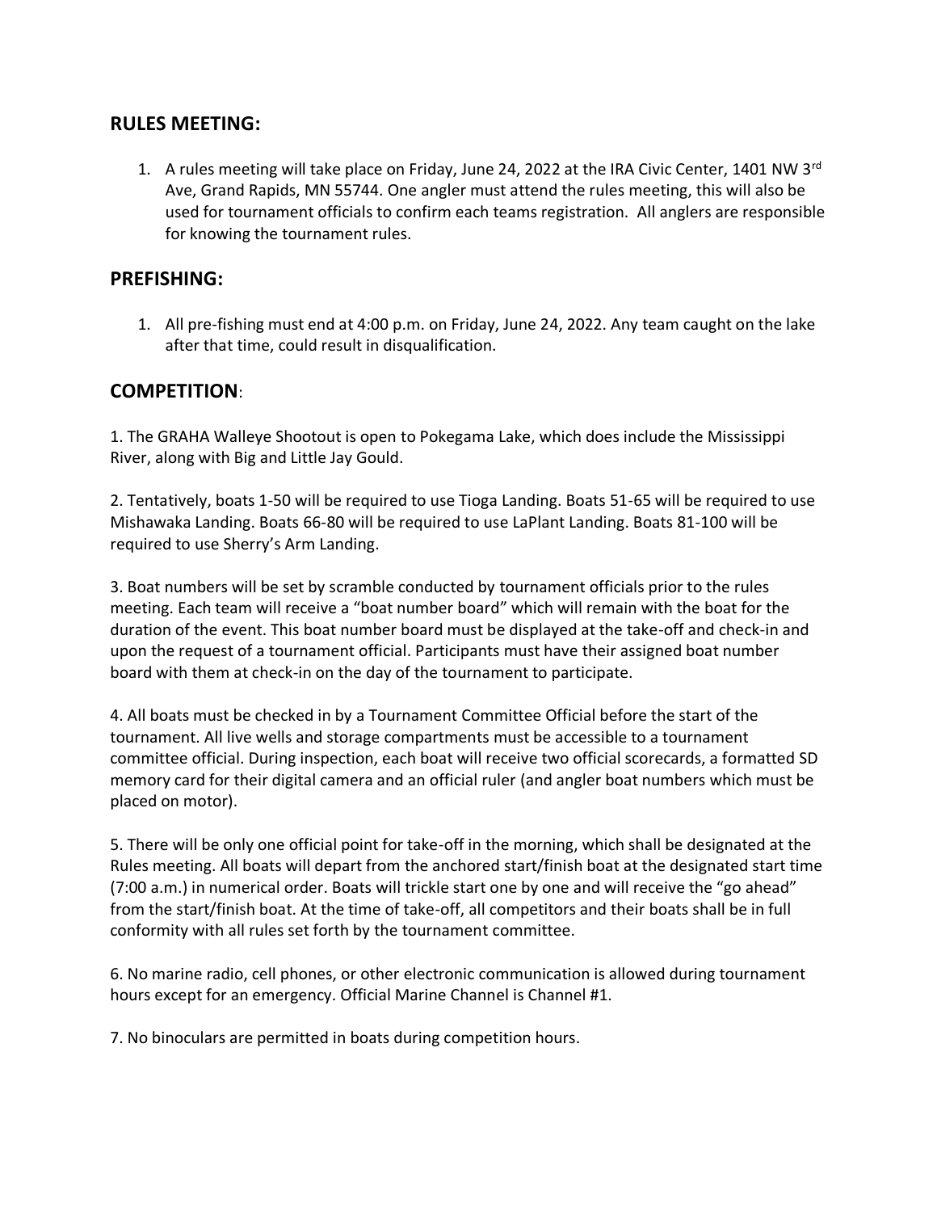## RULES MEETING:

1. A rules meeting will take place on Friday, June 24, 2022 at the IRA Civic Center, 1401 NW 3rd Ave, Grand Rapids, MN 55744. One angler must attend the rules meeting, this will also be used for tournament officials to confirm each teams registration. All anglers are responsible for knowing the tournament rules.

## PREFISHING:

1. All pre-fishing must end at 4:00 p.m. on Friday, June 24, 2022. Any team caught on the lake after that time, could result in disqualification.

## COMPETITION:

1. The GRAHA Walleye Shootout is open to Pokegama Lake, which does include the Mississippi River, along with Big and Little Jay Gould.

2. Tentatively, boats 1-50 will be required to use Tioga Landing. Boats 51-65 will be required to use Mishawaka Landing. Boats 66-80 will be required to use LaPlant Landing. Boats 81-100 will be required to use Sherry's Arm Landing.

3. Boat numbers will be set by scramble conducted by tournament officials prior to the rules meeting. Each team will receive a "boat number board" which will remain with the boat for the duration of the event. This boat number board must be displayed at the take-off and check-in and upon the request of a tournament official. Participants must have their assigned boat number board with them at check-in on the day of the tournament to participate.

4. All boats must be checked in by a Tournament Committee Official before the start of the tournament. All live wells and storage compartments must be accessible to a tournament committee official. During inspection, each boat will receive two official scorecards, a formatted SD memory card for their digital camera and an official ruler (and angler boat numbers which must be placed on motor).

5. There will be only one official point for take-off in the morning, which shall be designated at the Rules meeting. All boats will depart from the anchored start/finish boat at the designated start time (7:00 a.m.) in numerical order. Boats will trickle start one by one and will receive the "go ahead" from the start/finish boat. At the time of take-off, all competitors and their boats shall be in full conformity with all rules set forth by the tournament committee.

6. No marine radio, cell phones, or other electronic communication is allowed during tournament hours except for an emergency. Official Marine Channel is Channel #1.

7. No binoculars are permitted in boats during competition hours.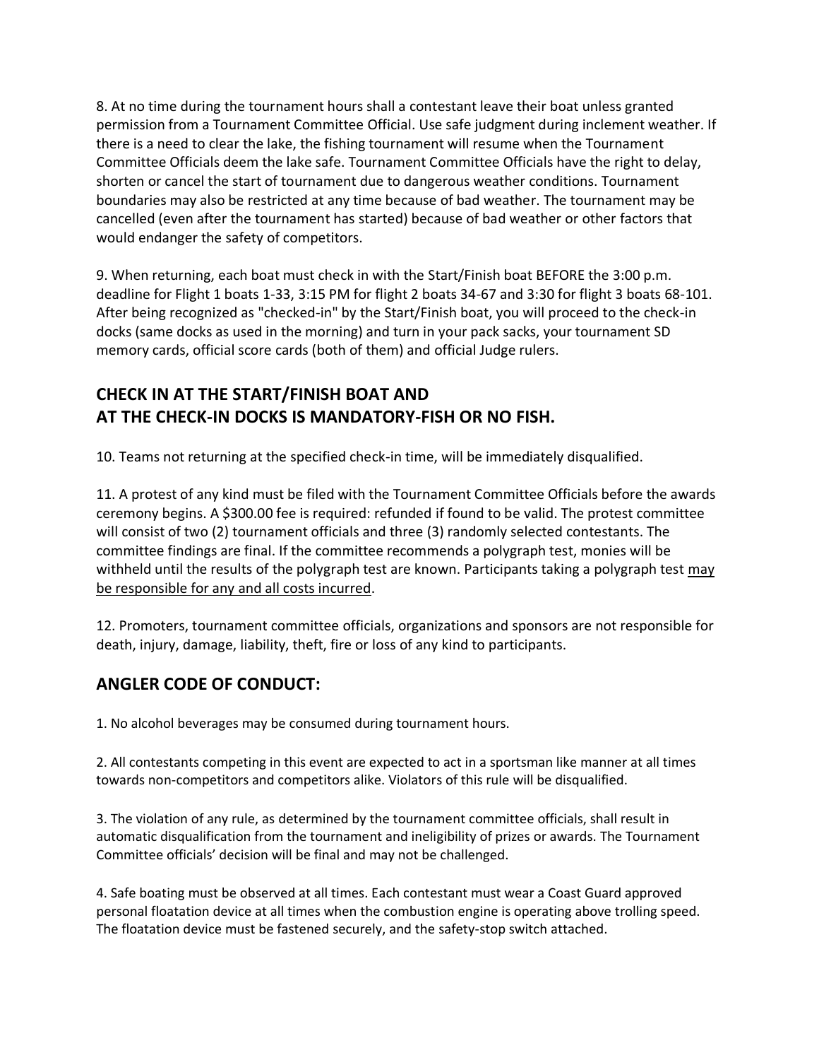8. At no time during the tournament hours shall a contestant leave their boat unless granted permission from a Tournament Committee Official. Use safe judgment during inclement weather. If there is a need to clear the lake, the fishing tournament will resume when the Tournament Committee Officials deem the lake safe. Tournament Committee Officials have the right to delay, shorten or cancel the start of tournament due to dangerous weather conditions. Tournament boundaries may also be restricted at any time because of bad weather. The tournament may be cancelled (even after the tournament has started) because of bad weather or other factors that would endanger the safety of competitors.

9. When returning, each boat must check in with the Start/Finish boat BEFORE the 3:00 p.m. deadline for Flight 1 boats 1-33, 3:15 PM for flight 2 boats 34-67 and 3:30 for flight 3 boats 68-101. After being recognized as "checked-in" by the Start/Finish boat, you will proceed to the check-in docks (same docks as used in the morning) and turn in your pack sacks, your tournament SD memory cards, official score cards (both of them) and official Judge rulers.

## CHECK IN AT THE START/FINISH BOAT AND AT THE CHECK-IN DOCKS IS MANDATORY-FISH OR NO FISH.

10. Teams not returning at the specified check-in time, will be immediately disqualified.

11. A protest of any kind must be filed with the Tournament Committee Officials before the awards ceremony begins. A $300.00 fee is required: refunded if found to be valid. The protest committee will consist of two (2) tournament officials and three (3) randomly selected contestants. The committee findings are final. If the committee recommends a polygraph test, monies will be withheld until the results of the polygraph test are known. Participants taking a polygraph test <u>may be responsible for any and all costs incurred</u>.

12. Promoters, tournament committee officials, organizations and sponsors are not responsible for death, injury, damage, liability, theft, fire or loss of any kind to participants.

## ANGLER CODE OF CONDUCT:

1. No alcohol beverages may be consumed during tournament hours.

2. All contestants competing in this event are expected to act in a sportsman like manner at all times towards non-competitors and competitors alike. Violators of this rule will be disqualified.

3. The violation of any rule, as determined by the tournament committee officials, shall result in automatic disqualification from the tournament and ineligibility of prizes or awards. The Tournament Committee officials' decision will be final and may not be challenged.

4. Safe boating must be observed at all times. Each contestant must wear a Coast Guard approved personal floatation device at all times when the combustion engine is operating above trolling speed. The floatation device must be fastened securely, and the safety-stop switch attached.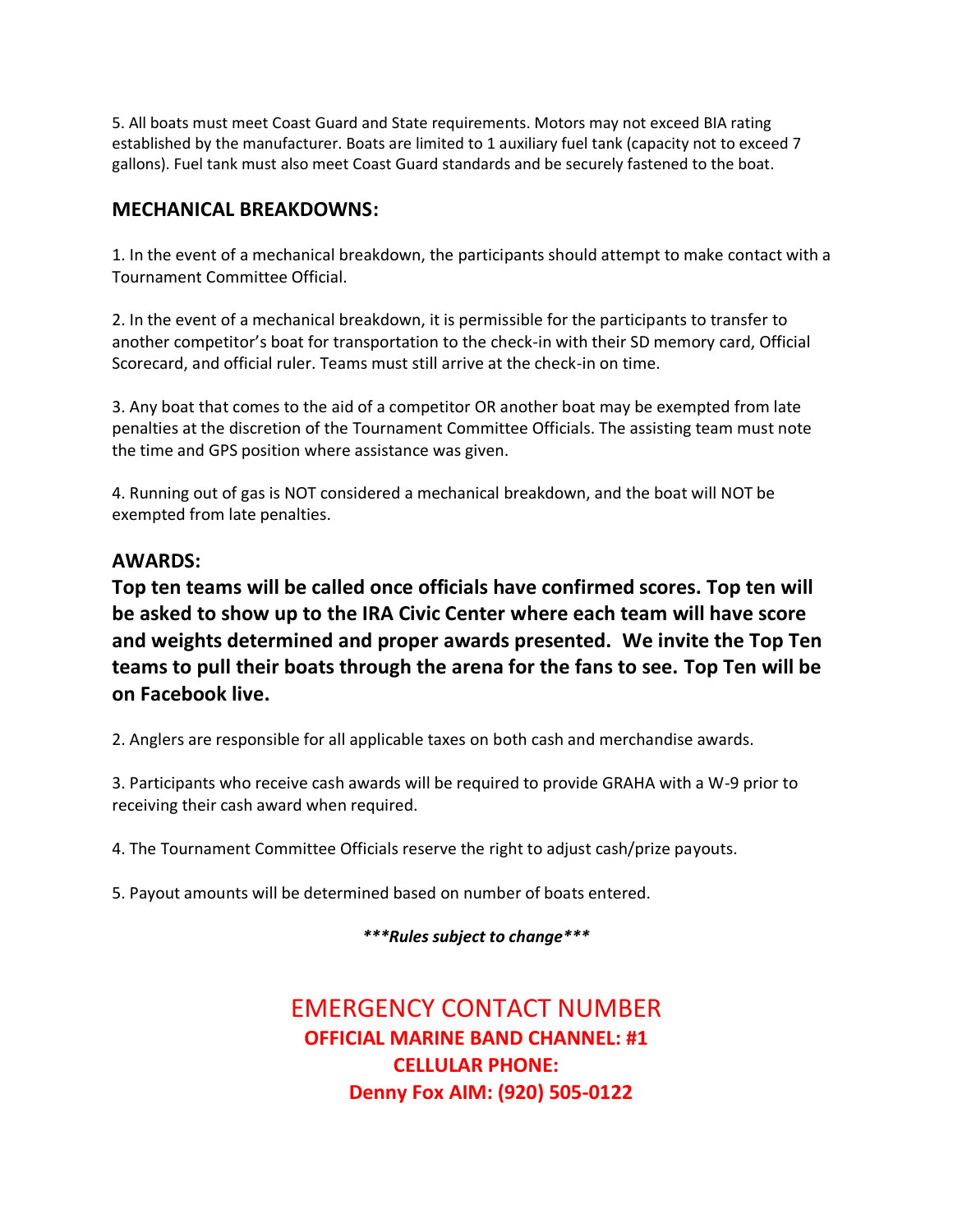5. All boats must meet Coast Guard and State requirements. Motors may not exceed BIA rating established by the manufacturer. Boats are limited to 1 auxiliary fuel tank (capacity not to exceed 7 gallons). Fuel tank must also meet Coast Guard standards and be securely fastened to the boat.

## MECHANICAL BREAKDOWNS:

1. In the event of a mechanical breakdown, the participants should attempt to make contact with a Tournament Committee Official.

2. In the event of a mechanical breakdown, it is permissible for the participants to transfer to another competitor's boat for transportation to the check-in with their SD memory card, Official Scorecard, and official ruler. Teams must still arrive at the check-in on time.

3. Any boat that comes to the aid of a competitor OR another boat may be exempted from late penalties at the discretion of the Tournament Committee Officials. The assisting team must note the time and GPS position where assistance was given.

4. Running out of gas is NOT considered a mechanical breakdown, and the boat will NOT be exempted from late penalties.

## AWARDS:

**Top ten teams will be called once officials have confirmed scores. Top ten will be asked to show up to the IRA Civic Center where each team will have score and weights determined and proper awards presented. We invite the Top Ten teams to pull their boats through the arena for the fans to see. Top Ten will be on Facebook live.**

2. Anglers are responsible for all applicable taxes on both cash and merchandise awards.

3. Participants who receive cash awards will be required to provide GRAHA with a W-9 prior to receiving their cash award when required.

4. The Tournament Committee Officials reserve the right to adjust cash/prize payouts.

5. Payout amounts will be determined based on number of boats entered.

***\*\*\*Rules subject to change\*\*\****

EMERGENCY CONTACT NUMBER

**OFFICIAL MARINE BAND CHANNEL: #1**

**CELLULAR PHONE:**

**Denny Fox AIM: (920) 505-0122**